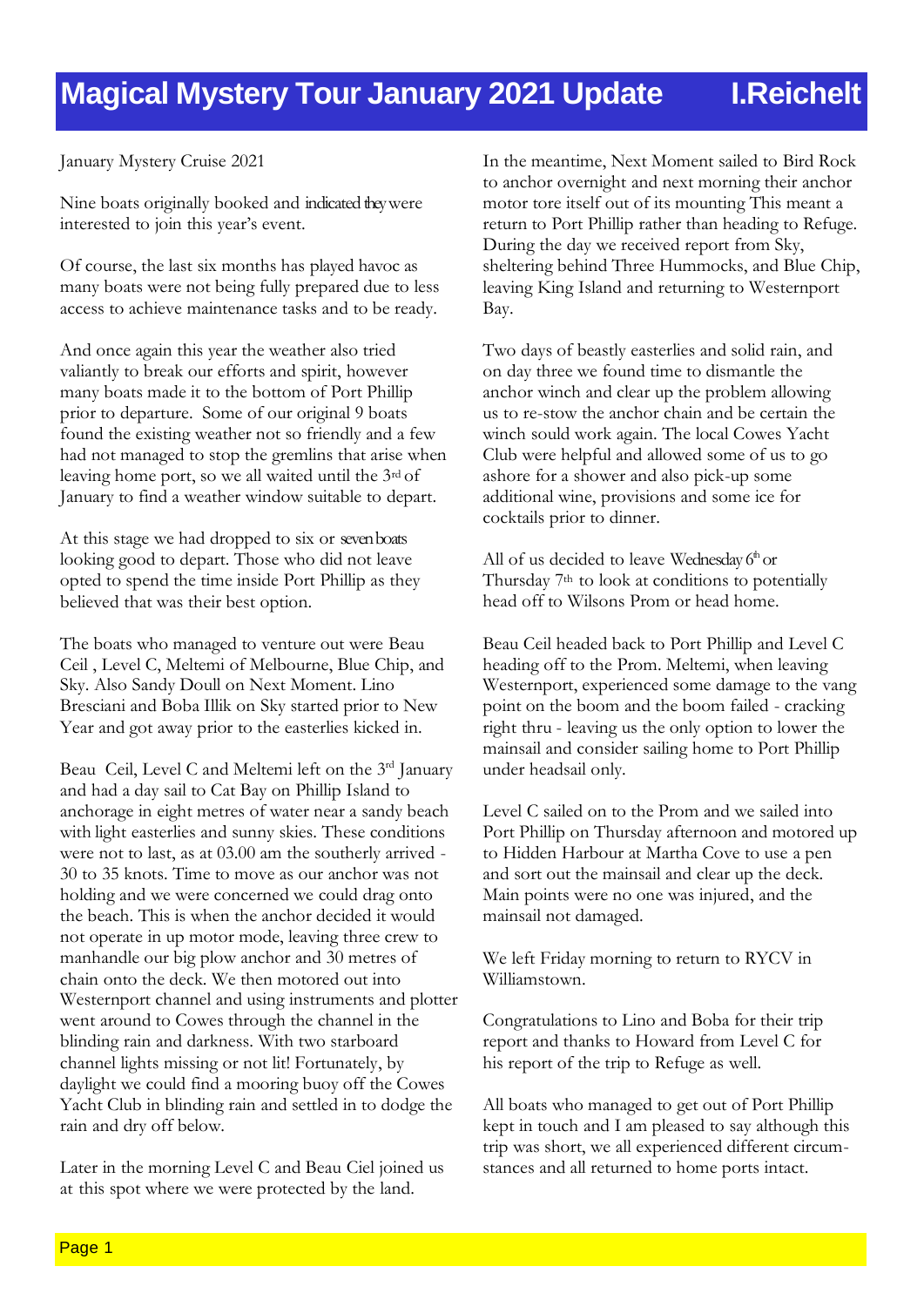# Magical Mystery Tour January 2021 Update I.Reichelt

January Mystery Cruise 2021

Nine boats originally booked and indicated they were interested to join this year's event.

Of course, the last six months has played havoc as many boats were not being fully prepared due to less access to achieve maintenance tasks and to be ready.

And once again this year the weather also tried valiantly to break our efforts and spirit, however many boats made it to the bottom of Port Phillip prior to departure. Some of our original 9 boats found the existing weather not so friendly and a few had not managed to stop the gremlins that arise when leaving home port, so we all waited until the 3rd of January to find a weather window suitable to depart.

At this stage we had dropped to six or seven boats looking good to depart. Those who did not leave opted to spend the time inside Port Phillip as they believed that was their best option.

The boats who managed to venture out were Beau Ceil , Level C, Meltemi of Melbourne, Blue Chip, and Sky. Also Sandy Doull on Next Moment. Lino Bresciani and Boba Illik on Sky started prior to New Year and got away prior to the easterlies kicked in.

Beau Ceil, Level C and Meltemi left on the 3rd January and had a day sail to Cat Bay on Phillip Island to anchorage in eight metres of water near a sandy beach with light easterlies and sunny skies. These conditions were not to last, as at 03.00 am the southerly arrived - 30 to 35 knots. Time to move as our anchor was not holding and we were concerned we could drag onto the beach. This is when the anchor decided it would not operate in up motor mode, leaving three crew to manhandle our big plow anchor and 30 metres of chain onto the deck. We then motored out into Westernport channel and using instruments and plotter went around to Cowes through the channel in the blinding rain and darkness. With two starboard channel lights missing or not lit! Fortunately, by daylight we could find a mooring buoy off the Cowes Yacht Club in blinding rain and settled in to dodge the rain and dry off below.

Later in the morning Level C and Beau Ciel joined us at this spot where we were protected by the land.

In the meantime, Next Moment sailed to Bird Rock to anchor overnight and next morning their anchor motor tore itself out of its mounting This meant a return to Port Phillip rather than heading to Refuge. During the day we received report from Sky, sheltering behind Three Hummocks, and Blue Chip, leaving King Island and returning to Westernport Bay.

Two days of beastly easterlies and solid rain, and on day three we found time to dismantle the anchor winch and clear up the problem allowing us to re-stow the anchor chain and be certain the winch sould work again. The local Cowes Yacht Club were helpful and allowed some of us to go ashore for a shower and also pick-up some additional wine, provisions and some ice for cocktails prior to dinner.

All of us decided to leave Wednesday 6th or Thursday 7th to look at conditions to potentially head off to Wilsons Prom or head home.

Beau Ceil headed back to Port Phillip and Level C heading off to the Prom. Meltemi, when leaving Westernport, experienced some damage to the vang point on the boom and the boom failed - cracking right thru - leaving us the only option to lower the mainsail and consider sailing home to Port Phillip under headsail only.

Level C sailed on to the Prom and we sailed into Port Phillip on Thursday afternoon and motored up to Hidden Harbour at Martha Cove to use a pen and sort out the mainsail and clear up the deck. Main points were no one was injured, and the mainsail not damaged.

We left Friday morning to return to RYCV in Williamstown.

Congratulations to Lino and Boba for their trip report and thanks to Howard from Level C for his report of the trip to Refuge as well.

All boats who managed to get out of Port Phillip kept in touch and I am pleased to say although this trip was short, we all experienced different circumstances and all returned to home ports intact.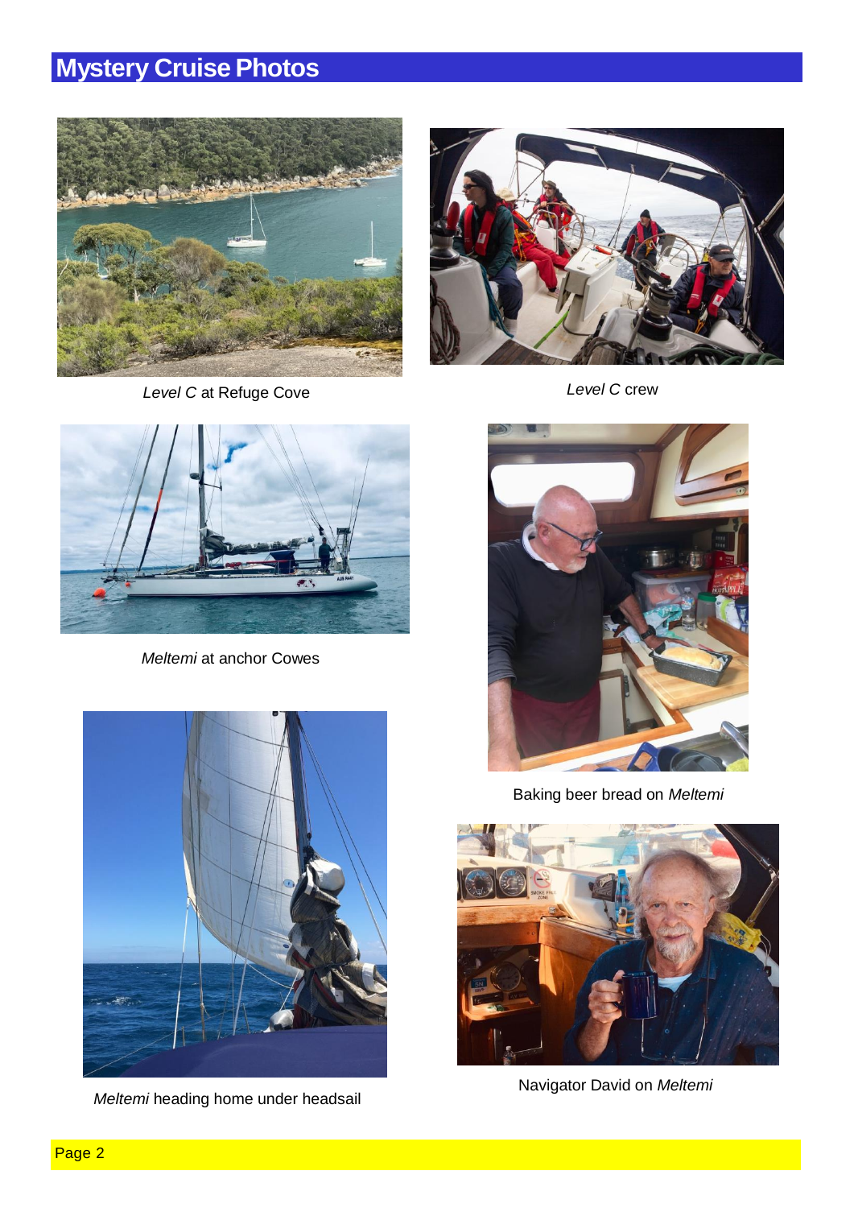# Mystery Cruise Photos

*Level C* at Refuge Cove

*Level C* crew

*Meltemi* at anchor Cowes

Baking beer bread on *Meltemi*

*Meltemi* heading home under headsail

Navigator David on *Meltemi*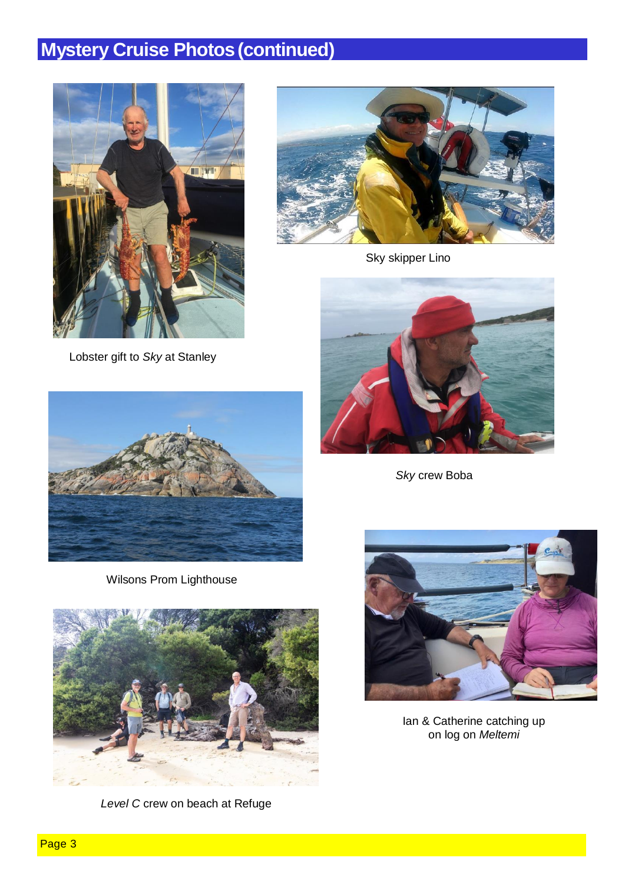# Mystery Cruise Photos (continued)

Lobster gift to *Sky* at Stanley

Sky skipper Lino

*Sky* crew Boba

Wilsons Prom Lighthouse

Ian & Catherine catching up on log on *Meltemi*

*Level C* crew on beach at Refuge